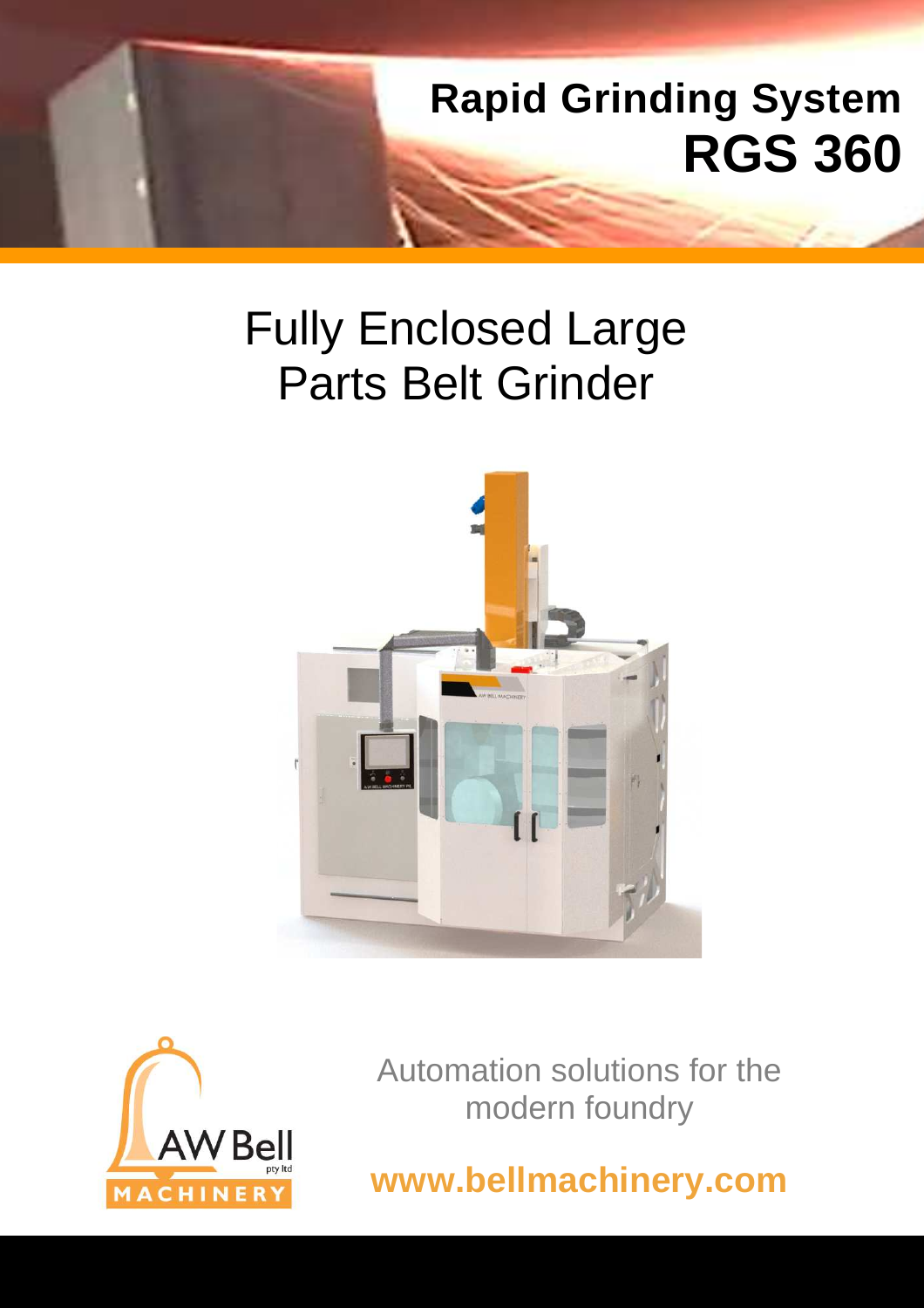# Rapid Grinding System
# RGS 360

## Fully Enclosed Large Parts Belt Grinder

Automation solutions for the modern foundry

**www.bellmachinery.com**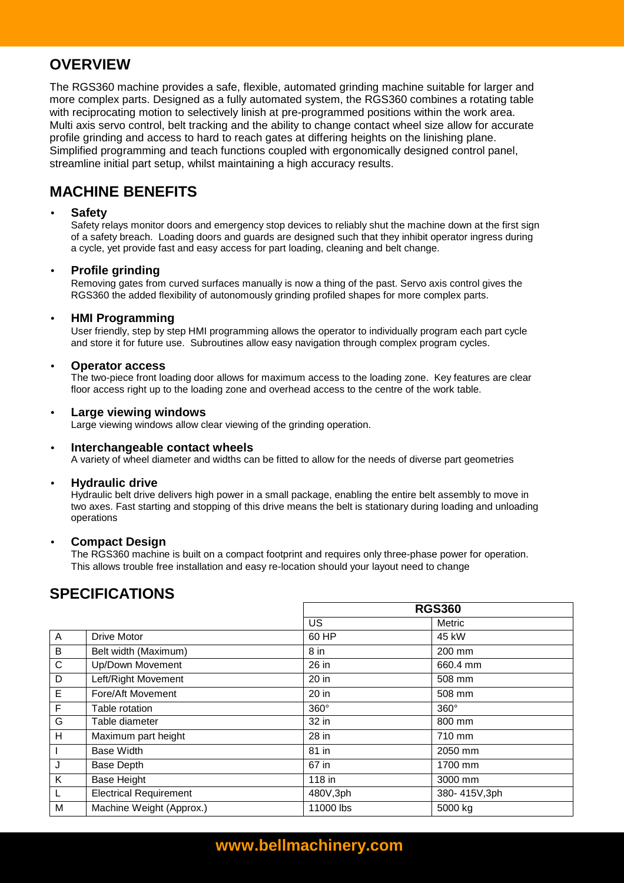## OVERVIEW

The RGS360 machine provides a safe, flexible, automated grinding machine suitable for larger and more complex parts. Designed as a fully automated system, the RGS360 combines a rotating table with reciprocating motion to selectively linish at pre-programmed positions within the work area. Multi axis servo control, belt tracking and the ability to change contact wheel size allow for accurate profile grinding and access to hard to reach gates at differing heights on the linishing plane. Simplified programming and teach functions coupled with ergonomically designed control panel, streamline initial part setup, whilst maintaining a high accuracy results.

## MACHINE BENEFITS

- **Safety**
  Safety relays monitor doors and emergency stop devices to reliably shut the machine down at the first sign of a safety breach. Loading doors and guards are designed such that they inhibit operator ingress during a cycle, yet provide fast and easy access for part loading, cleaning and belt change.

- **Profile grinding**
  Removing gates from curved surfaces manually is now a thing of the past. Servo axis control gives the RGS360 the added flexibility of autonomously grinding profiled shapes for more complex parts.

- **HMI Programming**
  User friendly, step by step HMI programming allows the operator to individually program each part cycle and store it for future use. Subroutines allow easy navigation through complex program cycles.

- **Operator access**
  The two-piece front loading door allows for maximum access to the loading zone. Key features are clear floor access right up to the loading zone and overhead access to the centre of the work table.

- **Large viewing windows**
  Large viewing windows allow clear viewing of the grinding operation.

- **Interchangeable contact wheels**
  A variety of wheel diameter and widths can be fitted to allow for the needs of diverse part geometries

- **Hydraulic drive**
  Hydraulic belt drive delivers high power in a small package, enabling the entire belt assembly to move in two axes. Fast starting and stopping of this drive means the belt is stationary during loading and unloading operations

- **Compact Design**
  The RGS360 machine is built on a compact footprint and requires only three-phase power for operation. This allows trouble free installation and easy re-location should your layout need to change

## SPECIFICATIONS

| | | RGS360 | |
|---|---|---|---|
| | | US | Metric |
| A | Drive Motor | 60 HP | 45 kW |
| B | Belt width (Maximum) | 8 in | 200 mm |
| C | Up/Down Movement | 26 in | 660.4 mm |
| D | Left/Right Movement | 20 in | 508 mm |
| E | Fore/Aft Movement | 20 in | 508 mm |
| F | Table rotation | 360° | 360° |
| G | Table diameter | 32 in | 800 mm |
| H | Maximum part height | 28 in | 710 mm |
| I | Base Width | 81 in | 2050 mm |
| J | Base Depth | 67 in | 1700 mm |
| K | Base Height | 118 in | 3000 mm |
| L | Electrical Requirement | 480V,3ph | 380- 415V,3ph |
| M | Machine Weight (Approx.) | 11000 lbs | 5000 kg |

**www.bellmachinery.com**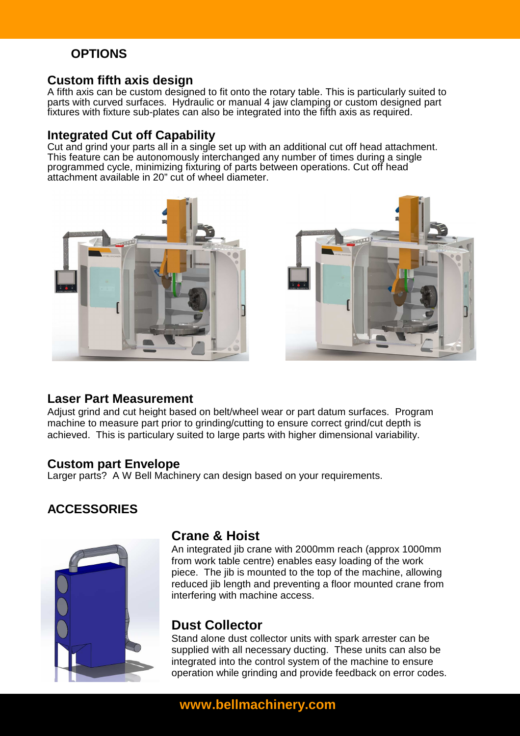## OPTIONS

### Custom fifth axis design

A fifth axis can be custom designed to fit onto the rotary table. This is particularly suited to parts with curved surfaces. Hydraulic or manual 4 jaw clamping or custom designed part fixtures with fixture sub-plates can also be integrated into the fifth axis as required.

### Integrated Cut off Capability

Cut and grind your parts all in a single set up with an additional cut off head attachment. This feature can be autonomously interchanged any number of times during a single programmed cycle, minimizing fixturing of parts between operations. Cut off head attachment available in 20" cut of wheel diameter.

### Laser Part Measurement

Adjust grind and cut height based on belt/wheel wear or part datum surfaces. Program machine to measure part prior to grinding/cutting to ensure correct grind/cut depth is achieved. This is particulary suited to large parts with higher dimensional variability.

### Custom part Envelope

Larger parts? A W Bell Machinery can design based on your requirements.

## ACCESSORIES

### Crane & Hoist

An integrated jib crane with 2000mm reach (approx 1000mm from work table centre) enables easy loading of the work piece. The jib is mounted to the top of the machine, allowing reduced jib length and preventing a floor mounted crane from interfering with machine access.

### Dust Collector

Stand alone dust collector units with spark arrester can be supplied with all necessary ducting. These units can also be integrated into the control system of the machine to ensure operation while grinding and provide feedback on error codes.

**www.bellmachinery.com**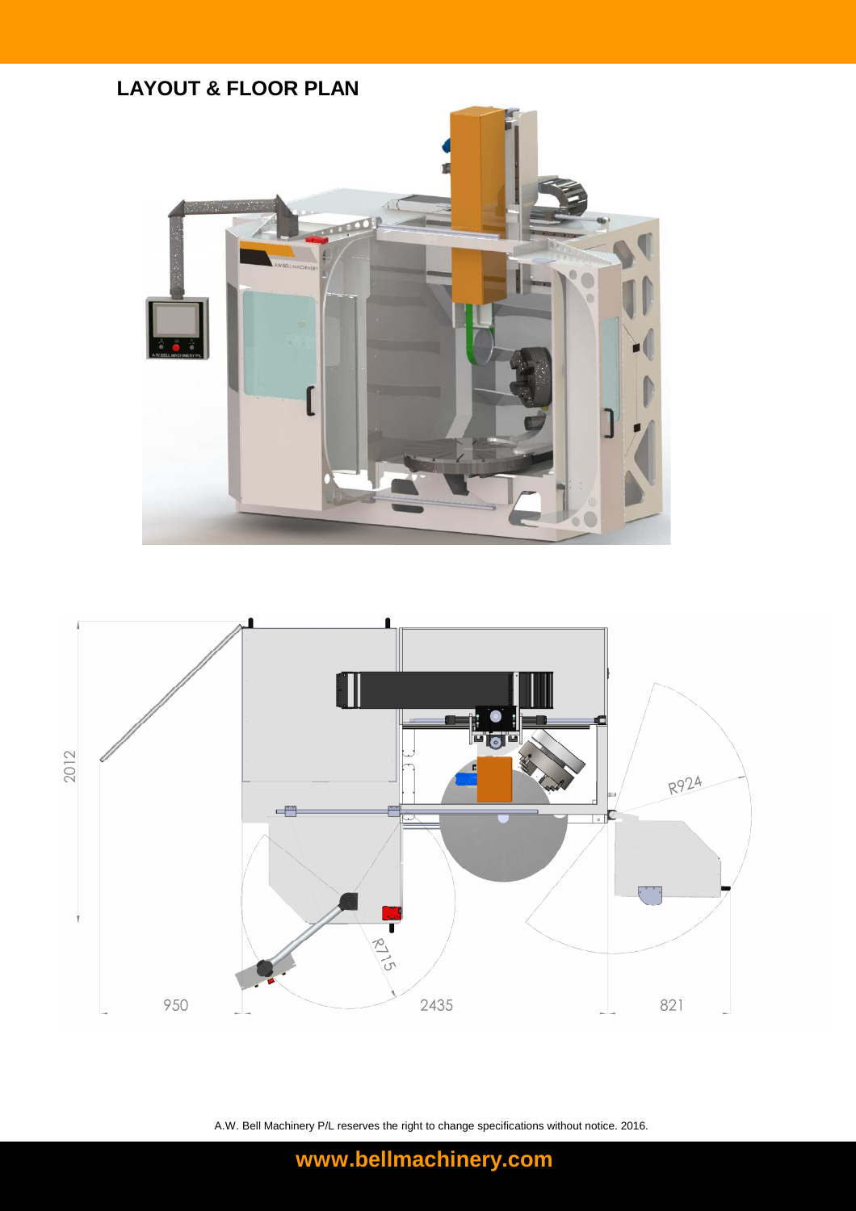## LAYOUT & FLOOR PLAN

2012

R924

R715

950

2435

821

A.W. Bell Machinery P/L reserves the right to change specifications without notice. 2016.

**www.bellmachinery.com**